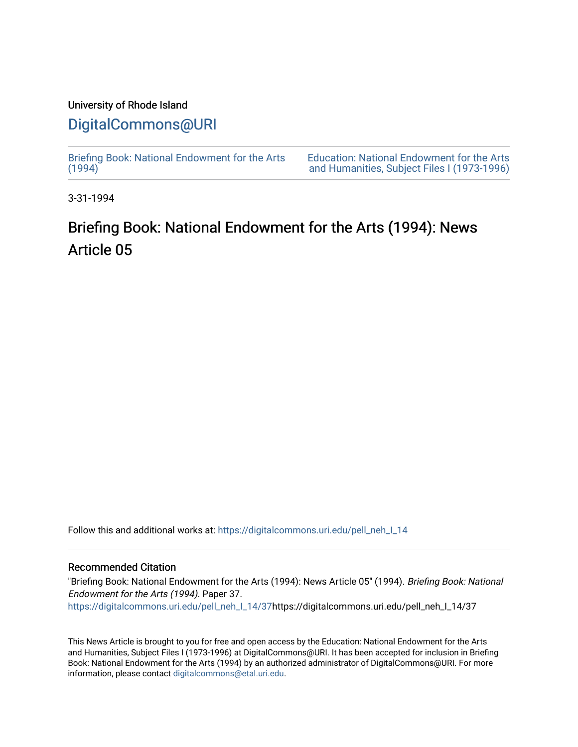University of Rhode Island

# DigitalCommons@URI

Briefing Book: National Endowment for the Arts (1994)

Education: National Endowment for the Arts and Humanities, Subject Files I (1973-1996)

3-31-1994

## Briefing Book: National Endowment for the Arts (1994): News Article 05

Follow this and additional works at: https://digitalcommons.uri.edu/pell_neh_I_14

### Recommended Citation

"Briefing Book: National Endowment for the Arts (1994): News Article 05" (1994). *Briefing Book: National Endowment for the Arts (1994).* Paper 37.
https://digitalcommons.uri.edu/pell_neh_I_14/37https://digitalcommons.uri.edu/pell_neh_I_14/37

This News Article is brought to you for free and open access by the Education: National Endowment for the Arts and Humanities, Subject Files I (1973-1996) at DigitalCommons@URI. It has been accepted for inclusion in Briefing Book: National Endowment for the Arts (1994) by an authorized administrator of DigitalCommons@URI. For more information, please contact digitalcommons@etal.uri.edu.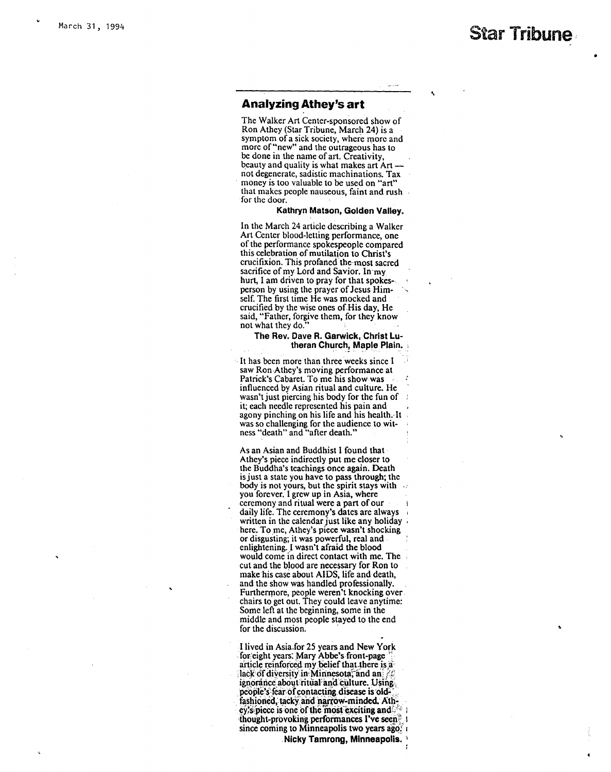March 31, 1994

**Star Tribune**

## Analyzing Athey's art

The Walker Art Center-sponsored show of Ron Athey (Star Tribune, March 24) is a symptom of a sick society, where more and more of "new" and the outrageous has to be done in the name of art. Creativity, beauty and quality is what makes art Art — not degenerate, sadistic machinations. Tax money is too valuable to be used on "art" that makes people nauseous, faint and rush for the door.

**Kathryn Matson, Golden Valley.**

In the March 24 article describing a Walker Art Center blood-letting performance, one of the performance spokespeople compared this celebration of mutilation to Christ's crucifixion. This profaned the most sacred sacrifice of my Lord and Savior. In my hurt, I am driven to pray for that spokesperson by using the prayer of Jesus Himself. The first time He was mocked and crucified by the wise ones of His day, He said, "Father, forgive them, for they know not what they do."

**The Rev. Dave R. Garwick, Christ Lutheran Church, Maple Plain.**

It has been more than three weeks since I saw Ron Athey's moving performance at Patrick's Cabaret. To me his show was influenced by Asian ritual and culture. He wasn't just piercing his body for the fun of it; each needle represented his pain and agony pinching on his life and his health. It was so challenging for the audience to witness "death" and "after death."

As an Asian and Buddhist I found that Athey's piece indirectly put me closer to the Buddha's teachings once again. Death is just a state you have to pass through; the body is not yours, but the spirit stays with you forever. I grew up in Asia, where ceremony and ritual were a part of our daily life. The ceremony's dates are always written in the calendar just like any holiday here. To me, Athey's piece wasn't shocking or disgusting; it was powerful, real and enlightening. I wasn't afraid the blood would come in direct contact with me. The cut and the blood are necessary for Ron to make his case about AIDS, life and death, and the show was handled professionally. Furthermore, people weren't knocking over chairs to get out. They could leave anytime: Some left at the beginning, some in the middle and most people stayed to the end for the discussion.

I lived in Asia for 25 years and New York for eight years. Mary Abbe's front-page article reinforced my belief that there is a lack of diversity in Minnesota, and an ignorance about ritual and culture. Using people's fear of contacting disease is old-fashioned, tacky and narrow-minded. Athey's piece is one of the most exciting and thought-provoking performances I've seen since coming to Minneapolis two years ago.

**Nicky Tamrong, Minneapolis.**